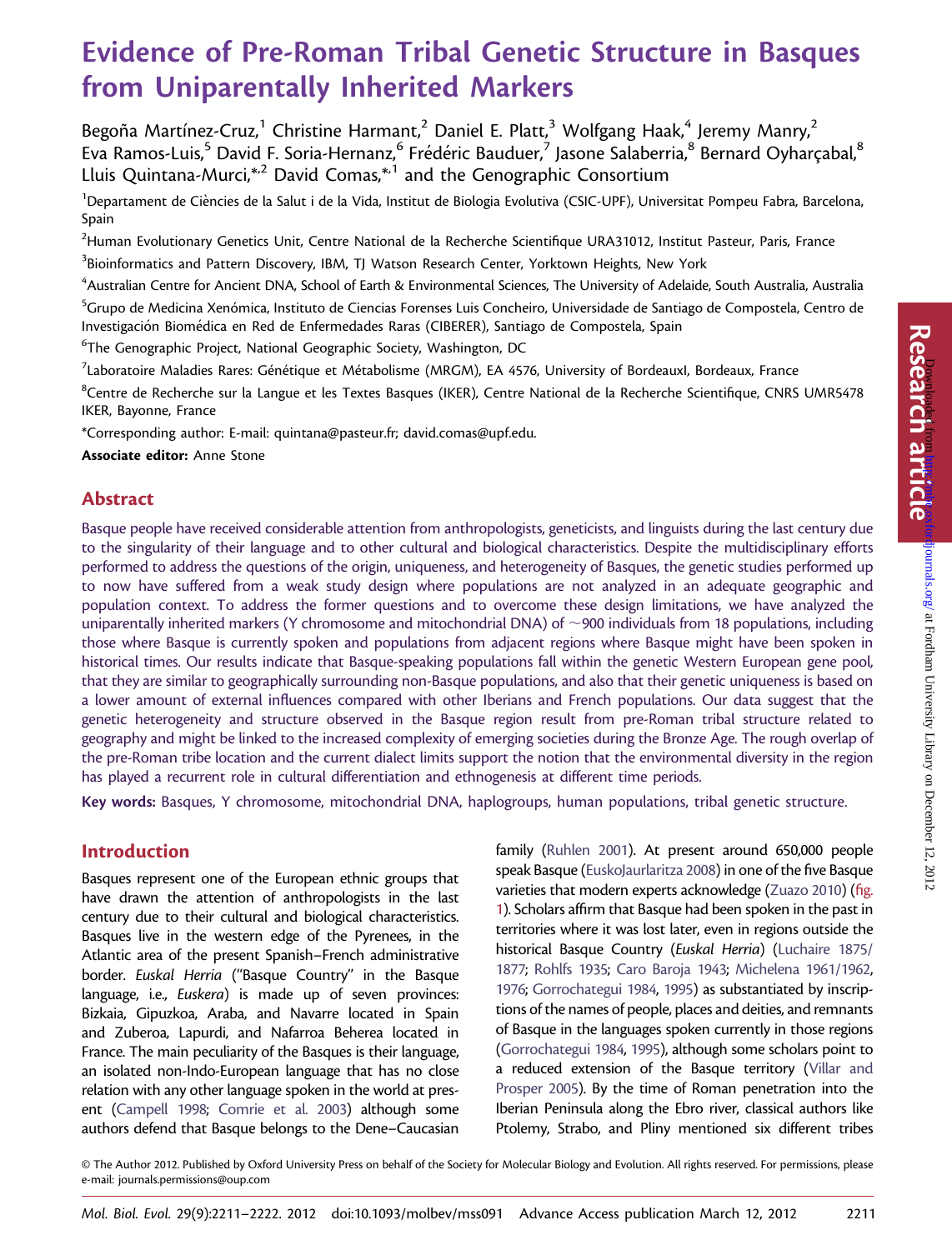# Evidence of Pre-Roman Tribal Genetic Structure in Basques from Uniparentally Inherited Markers

Begoña Martínez-Cruz,[1] Christine Harmant,[2] Daniel E. Platt,[3] Wolfgang Haak,[4] Jeremy Manry,[2] Eva Ramos-Luis,[5] David F. Soria-Hernanz,[6] Frédéric Bauduer,[7] Jasone Salaberria,[8] Bernard Oyharçabal,[8] Lluis Quintana-Murci,*[,2] David Comas,*[,1] and the Genographic Consortium

[1]Departament de Ciències de la Salut i de la Vida, Institut de Biologia Evolutiva (CSIC-UPF), Universitat Pompeu Fabra, Barcelona, Spain

[2]Human Evolutionary Genetics Unit, Centre National de la Recherche Scientifique URA31012, Institut Pasteur, Paris, France

[3]Bioinformatics and Pattern Discovery, IBM, TJ Watson Research Center, Yorktown Heights, New York

[4]Australian Centre for Ancient DNA, School of Earth & Environmental Sciences, The University of Adelaide, South Australia, Australia

[5]Grupo de Medicina Xenómica, Instituto de Ciencias Forenses Luis Concheiro, Universidade de Santiago de Compostela, Centro de Investigación Biomédica en Red de Enfermedades Raras (CIBERER), Santiago de Compostela, Spain

[6]The Genographic Project, National Geographic Society, Washington, DC

[7]Laboratoire Maladies Rares: Génétique et Métabolisme (MRGM), EA 4576, University of BordeauxI, Bordeaux, France

[8]Centre de Recherche sur la Langue et les Textes Basques (IKER), Centre National de la Recherche Scientifique, CNRS UMR5478 IKER, Bayonne, France

*Corresponding author: E-mail: quintana@pasteur.fr; david.comas@upf.edu.

**Associate editor:** Anne Stone

## Abstract

Basque people have received considerable attention from anthropologists, geneticists, and linguists during the last century due to the singularity of their language and to other cultural and biological characteristics. Despite the multidisciplinary efforts performed to address the questions of the origin, uniqueness, and heterogeneity of Basques, the genetic studies performed up to now have suffered from a weak study design where populations are not analyzed in an adequate geographic and population context. To address the former questions and to overcome these design limitations, we have analyzed the uniparentally inherited markers (Y chromosome and mitochondrial DNA) of ~900 individuals from 18 populations, including those where Basque is currently spoken and populations from adjacent regions where Basque might have been spoken in historical times. Our results indicate that Basque-speaking populations fall within the genetic Western European gene pool, that they are similar to geographically surrounding non-Basque populations, and also that their genetic uniqueness is based on a lower amount of external influences compared with other Iberians and French populations. Our data suggest that the genetic heterogeneity and structure observed in the Basque region result from pre-Roman tribal structure related to geography and might be linked to the increased complexity of emerging societies during the Bronze Age. The rough overlap of the pre-Roman tribe location and the current dialect limits support the notion that the environmental diversity in the region has played a recurrent role in cultural differentiation and ethnogenesis at different time periods.

**Key words:** Basques, Y chromosome, mitochondrial DNA, haplogroups, human populations, tribal genetic structure.

## Introduction

Basques represent one of the European ethnic groups that have drawn the attention of anthropologists in the last century due to their cultural and biological characteristics. Basques live in the western edge of the Pyrenees, in the Atlantic area of the present Spanish–French administrative border. *Euskal Herria* ("Basque Country" in the Basque language, i.e., *Euskera*) is made up of seven provinces: Bizkaia, Gipuzkoa, Araba, and Navarre located in Spain and Zuberoa, Lapurdi, and Nafarroa Beherea located in France. The main peculiarity of the Basques is their language, an isolated non-Indo-European language that has no close relation with any other language spoken in the world at present (Campell 1998; Comrie et al. 2003) although some authors defend that Basque belongs to the Dene–Caucasian family (Ruhlen 2001). At present around 650,000 people speak Basque (EuskoJaurlaritza 2008) in one of the five Basque varieties that modern experts acknowledge (Zuazo 2010) (fig. 1). Scholars affirm that Basque had been spoken in the past in territories where it was lost later, even in regions outside the historical Basque Country (*Euskal Herria*) (Luchaire 1875/1877; Rohlfs 1935; Caro Baroja 1943; Michelena 1961/1962, 1976; Gorrochategui 1984, 1995) as substantiated by inscriptions of the names of people, places and deities, and remnants of Basque in the languages spoken currently in those regions (Gorrochategui 1984, 1995), although some scholars point to a reduced extension of the Basque territory (Villar and Prosper 2005). By the time of Roman penetration into the Iberian Peninsula along the Ebro river, classical authors like Ptolemy, Strabo, and Pliny mentioned six different tribes

© The Author 2012. Published by Oxford University Press on behalf of the Society for Molecular Biology and Evolution. All rights reserved. For permissions, please e-mail: journals.permissions@oup.com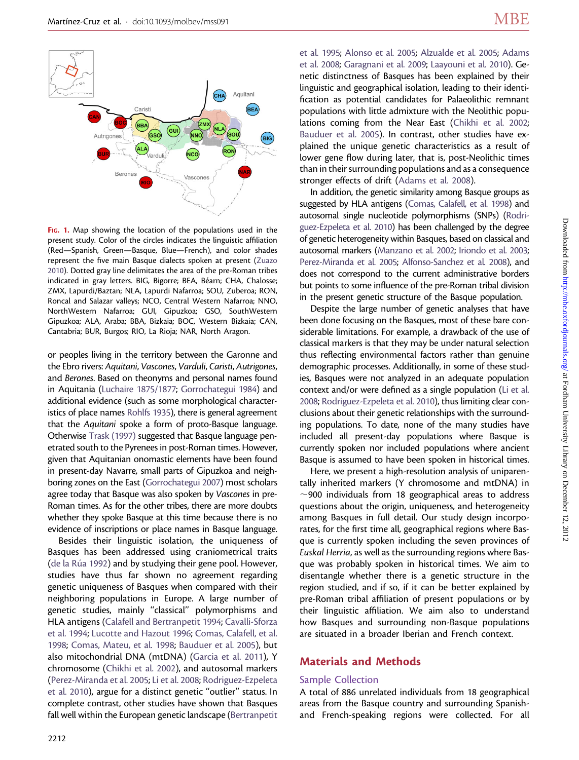FIG. 1. Map showing the location of the populations used in the present study. Color of the circles indicates the linguistic affiliation (Red—Spanish, Green—Basque, Blue—French), and color shades represent the five main Basque dialects spoken at present (Zuazo 2010). Dotted gray line delimitates the area of the pre-Roman tribes indicated in gray letters. BIG, Bigorre; BEA, Béarn; CHA, Chalosse; ZMX, Lapurdi/Baztan; NLA, Lapurdi Nafarroa; SOU, Zuberoa; RON, Roncal and Salazar valleys; NCO, Central Western Nafarroa; NNO, NorthWestern Nafarroa; GUI, Gipuzkoa; GSO, SouthWestern Gipuzkoa; ALA, Araba; BBA, Bizkaia; BOC, Western Bizkaia; CAN, Cantabria; BUR, Burgos; RIO, La Rioja; NAR, North Aragon.

or peoples living in the territory between the Garonne and the Ebro rivers: *Aquitani*, *Vascones*, *Varduli*, *Caristi*, *Autrigones*, and *Berones*. Based on theonyms and personal names found in Aquitania (Luchaire 1875/1877; Gorrochategui 1984) and additional evidence (such as some morphological characteristics of place names Rohlfs 1935), there is general agreement that the *Aquitani* spoke a form of proto-Basque language. Otherwise Trask (1997) suggested that Basque language penetrated south to the Pyrenees in post-Roman times. However, given that Aquitanian onomastic elements have been found in present-day Navarre, small parts of Gipuzkoa and neighboring zones on the East (Gorrochategui 2007) most scholars agree today that Basque was also spoken by *Vascones* in pre-Roman times. As for the other tribes, there are more doubts whether they spoke Basque at this time because there is no evidence of inscriptions or place names in Basque language.

Besides their linguistic isolation, the uniqueness of Basques has been addressed using craniometrical traits (de la Rúa 1992) and by studying their gene pool. However, studies have thus far shown no agreement regarding genetic uniqueness of Basques when compared with their neighboring populations in Europe. A large number of genetic studies, mainly "classical" polymorphisms and HLA antigens (Calafell and Bertranpetit 1994; Cavalli-Sforza et al. 1994; Lucotte and Hazout 1996; Comas, Calafell, et al. 1998; Comas, Mateu, et al. 1998; Bauduer et al. 2005), but also mitochondrial DNA (mtDNA) (Garcia et al. 2011), Y chromosome (Chikhi et al. 2002), and autosomal markers (Perez-Miranda et al. 2005; Li et al. 2008; Rodriguez-Ezpeleta et al. 2010), argue for a distinct genetic "outlier" status. In complete contrast, other studies have shown that Basques fall well within the European genetic landscape (Bertranpetit et al. 1995; Alonso et al. 2005; Alzualde et al. 2005; Adams et al. 2008; Garagnani et al. 2009; Laayouni et al. 2010). Genetic distinctness of Basques has been explained by their linguistic and geographical isolation, leading to their identification as potential candidates for Palaeolithic remnant populations with little admixture with the Neolithic populations coming from the Near East (Chikhi et al. 2002; Bauduer et al. 2005). In contrast, other studies have explained the unique genetic characteristics as a result of lower gene flow during later, that is, post-Neolithic times than in their surrounding populations and as a consequence stronger effects of drift (Adams et al. 2008).

In addition, the genetic similarity among Basque groups as suggested by HLA antigens (Comas, Calafell, et al. 1998) and autosomal single nucleotide polymorphisms (SNPs) (Rodriguez-Ezpeleta et al. 2010) has been challenged by the degree of genetic heterogeneity within Basques, based on classical and autosomal markers (Manzano et al. 2002; Iriondo et al. 2003; Perez-Miranda et al. 2005; Alfonso-Sanchez et al. 2008), and does not correspond to the current administrative borders but points to some influence of the pre-Roman tribal division in the present genetic structure of the Basque population.

Despite the large number of genetic analyses that have been done focusing on the Basques, most of these bare considerable limitations. For example, a drawback of the use of classical markers is that they may be under natural selection thus reflecting environmental factors rather than genuine demographic processes. Additionally, in some of these studies, Basques were not analyzed in an adequate population context and/or were defined as a single population (Li et al. 2008; Rodriguez-Ezpeleta et al. 2010), thus limiting clear conclusions about their genetic relationships with the surrounding populations. To date, none of the many studies have included all present-day populations where Basque is currently spoken nor included populations where ancient Basque is assumed to have been spoken in historical times.

Here, we present a high-resolution analysis of uniparentally inherited markers (Y chromosome and mtDNA) in ~900 individuals from 18 geographical areas to address questions about the origin, uniqueness, and heterogeneity among Basques in full detail. Our study design incorporates, for the first time all, geographical regions where Basque is currently spoken including the seven provinces of *Euskal Herria*, as well as the surrounding regions where Basque was probably spoken in historical times. We aim to disentangle whether there is a genetic structure in the region studied, and if so, if it can be better explained by pre-Roman tribal affiliation of present populations or by their linguistic affiliation. We aim also to understand how Basques and surrounding non-Basque populations are situated in a broader Iberian and French context.

## Materials and Methods

### Sample Collection

A total of 886 unrelated individuals from 18 geographical areas from the Basque country and surrounding Spanish- and French-speaking regions were collected. For all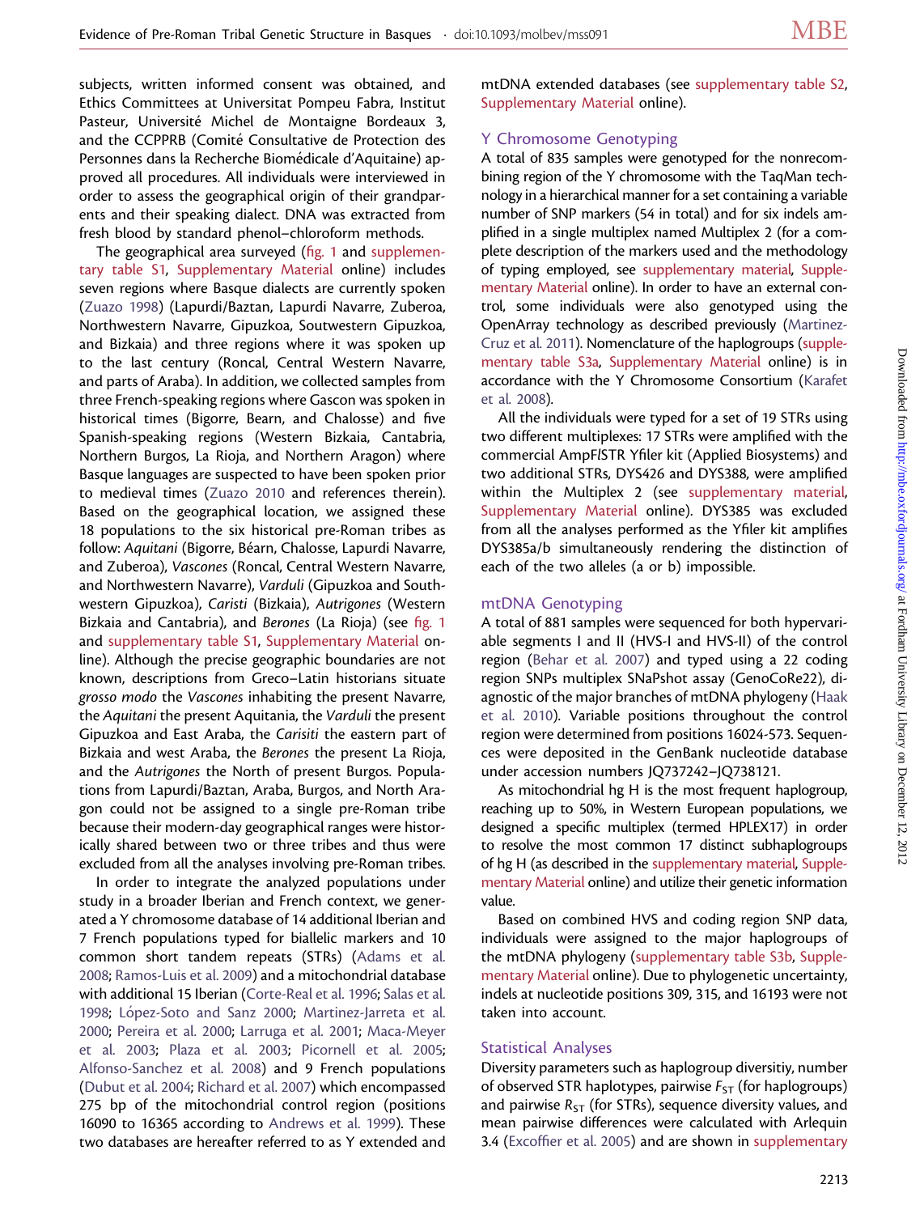subjects, written informed consent was obtained, and Ethics Committees at Universitat Pompeu Fabra, Institut Pasteur, Université Michel de Montaigne Bordeaux 3, and the CCPPRB (Comité Consultative de Protection des Personnes dans la Recherche Biomédicale d'Aquitaine) approved all procedures. All individuals were interviewed in order to assess the geographical origin of their grandparents and their speaking dialect. DNA was extracted from fresh blood by standard phenol–chloroform methods.

The geographical area surveyed (fig. 1 and supplementary table S1, Supplementary Material online) includes seven regions where Basque dialects are currently spoken (Zuazo 1998) (Lapurdi/Baztan, Lapurdi Navarre, Zuberoa, Northwestern Navarre, Gipuzkoa, Soutwestern Gipuzkoa, and Bizkaia) and three regions where it was spoken up to the last century (Roncal, Central Western Navarre, and parts of Araba). In addition, we collected samples from three French-speaking regions where Gascon was spoken in historical times (Bigorre, Bearn, and Chalosse) and five Spanish-speaking regions (Western Bizkaia, Cantabria, Northern Burgos, La Rioja, and Northern Aragon) where Basque languages are suspected to have been spoken prior to medieval times (Zuazo 2010 and references therein). Based on the geographical location, we assigned these 18 populations to the six historical pre-Roman tribes as follow: *Aquitani* (Bigorre, Béarn, Chalosse, Lapurdi Navarre, and Zuberoa), *Vascones* (Roncal, Central Western Navarre, and Northwestern Navarre), *Varduli* (Gipuzkoa and Southwestern Gipuzkoa), *Caristi* (Bizkaia), *Autrigones* (Western Bizkaia and Cantabria), and *Berones* (La Rioja) (see fig. 1 and supplementary table S1, Supplementary Material online). Although the precise geographic boundaries are not known, descriptions from Greco–Latin historians situate *grosso modo* the *Vascones* inhabiting the present Navarre, the *Aquitani* the present Aquitania, the *Varduli* the present Gipuzkoa and East Araba, the *Carisiti* the eastern part of Bizkaia and west Araba, the *Berones* the present La Rioja, and the *Autrigones* the North of present Burgos. Populations from Lapurdi/Baztan, Araba, Burgos, and North Aragon could not be assigned to a single pre-Roman tribe because their modern-day geographical ranges were historically shared between two or three tribes and thus were excluded from all the analyses involving pre-Roman tribes.

In order to integrate the analyzed populations under study in a broader Iberian and French context, we generated a Y chromosome database of 14 additional Iberian and 7 French populations typed for biallelic markers and 10 common short tandem repeats (STRs) (Adams et al. 2008; Ramos-Luis et al. 2009) and a mitochondrial database with additional 15 Iberian (Corte-Real et al. 1996; Salas et al. 1998; López-Soto and Sanz 2000; Martinez-Jarreta et al. 2000; Pereira et al. 2000; Larruga et al. 2001; Maca-Meyer et al. 2003; Plaza et al. 2003; Picornell et al. 2005; Alfonso-Sanchez et al. 2008) and 9 French populations (Dubut et al. 2004; Richard et al. 2007) which encompassed 275 bp of the mitochondrial control region (positions 16090 to 16365 according to Andrews et al. 1999). These two databases are hereafter referred to as Y extended and mtDNA extended databases (see supplementary table S2, Supplementary Material online).

## Y Chromosome Genotyping

A total of 835 samples were genotyped for the nonrecombining region of the Y chromosome with the TaqMan technology in a hierarchical manner for a set containing a variable number of SNP markers (54 in total) and for six indels amplified in a single multiplex named Multiplex 2 (for a complete description of the markers used and the methodology of typing employed, see supplementary material, Supplementary Material online). In order to have an external control, some individuals were also genotyped using the OpenArray technology as described previously (Martinez-Cruz et al. 2011). Nomenclature of the haplogroups (supplementary table S3a, Supplementary Material online) is in accordance with the Y Chromosome Consortium (Karafet et al. 2008).

All the individuals were typed for a set of 19 STRs using two different multiplexes: 17 STRs were amplified with the commercial AmpFlSTR Yfiler kit (Applied Biosystems) and two additional STRs, DYS426 and DYS388, were amplified within the Multiplex 2 (see supplementary material, Supplementary Material online). DYS385 was excluded from all the analyses performed as the Yfiler kit amplifies DYS385a/b simultaneously rendering the distinction of each of the two alleles (a or b) impossible.

## mtDNA Genotyping

A total of 881 samples were sequenced for both hypervariable segments I and II (HVS-I and HVS-II) of the control region (Behar et al. 2007) and typed using a 22 coding region SNPs multiplex SNaPshot assay (GenoCoRe22), diagnostic of the major branches of mtDNA phylogeny (Haak et al. 2010). Variable positions throughout the control region were determined from positions 16024-573. Sequences were deposited in the GenBank nucleotide database under accession numbers JQ737242–JQ738121.

As mitochondrial hg H is the most frequent haplogroup, reaching up to 50%, in Western European populations, we designed a specific multiplex (termed HPLEX17) in order to resolve the most common 17 distinct subhaplogroups of hg H (as described in the supplementary material, Supplementary Material online) and utilize their genetic information value.

Based on combined HVS and coding region SNP data, individuals were assigned to the major haplogroups of the mtDNA phylogeny (supplementary table S3b, Supplementary Material online). Due to phylogenetic uncertainty, indels at nucleotide positions 309, 315, and 16193 were not taken into account.

## Statistical Analyses

Diversity parameters such as haplogroup diversitiy, number of observed STR haplotypes, pairwise $F_{ST}$ (for haplogroups) and pairwise $R_{ST}$ (for STRs), sequence diversity values, and mean pairwise differences were calculated with Arlequin 3.4 (Excoffier et al. 2005) and are shown in supplementary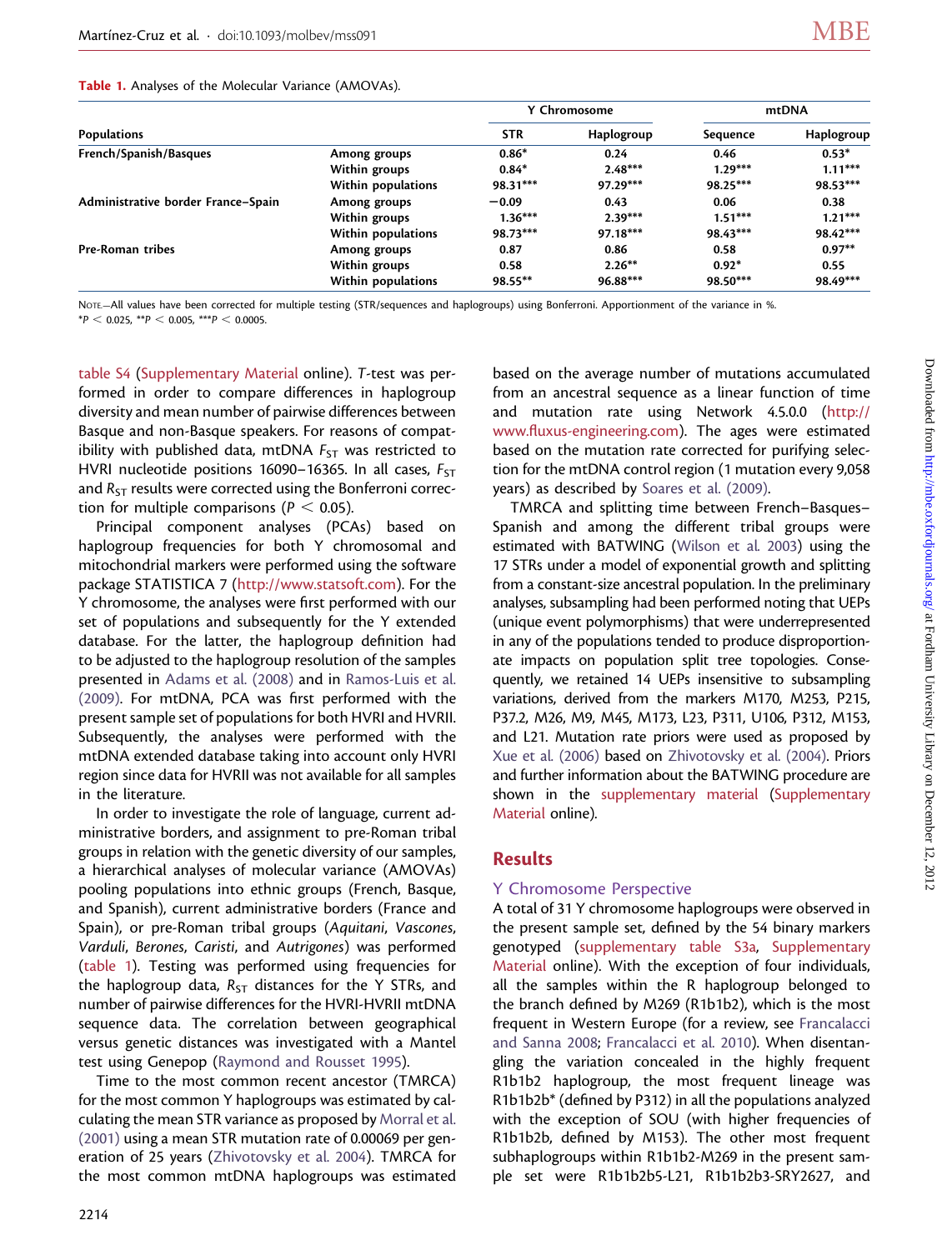**Table 1.** Analyses of the Molecular Variance (AMOVAs).

| Populations | | Y Chromosome | | mtDNA | |
|---|---|---|---|---|---|
| | | STR | Haplogroup | Sequence | Haplogroup |
| **French/Spanish/Basques** | Among groups | 0.86* | 0.24 | 0.46 | 0.53* |
| | Within groups | 0.84* | 2.48*** | 1.29*** | 1.11*** |
| | Within populations | 98.31*** | 97.29*** | 98.25*** | 98.53*** |
| **Administrative border France–Spain** | Among groups | −0.09 | 0.43 | 0.06 | 0.38 |
| | Within groups | 1.36*** | 2.39*** | 1.51*** | 1.21*** |
| | Within populations | 98.73*** | 97.18*** | 98.43*** | 98.42*** |
| **Pre-Roman tribes** | Among groups | 0.87 | 0.86 | 0.58 | 0.97** |
| | Within groups | 0.58 | 2.26** | 0.92* | 0.55 |
| | Within populations | 98.55** | 96.88*** | 98.50*** | 98.49*** |

NOTE—All values have been corrected for multiple testing (STR/sequences and haplogroups) using Bonferroni. Apportionment of the variance in %.
*$P < 0.025$, **$P < 0.005$, ***$P < 0.0005$.

table S4 (Supplementary Material online). T-test was performed in order to compare differences in haplogroup diversity and mean number of pairwise differences between Basque and non-Basque speakers. For reasons of compatibility with published data, mtDNA $F_{ST}$ was restricted to HVRI nucleotide positions 16090–16365. In all cases, $F_{ST}$ and $R_{ST}$ results were corrected using the Bonferroni correction for multiple comparisons ($P < 0.05$).

Principal component analyses (PCAs) based on haplogroup frequencies for both Y chromosomal and mitochondrial markers were performed using the software package STATISTICA 7 (http://www.statsoft.com). For the Y chromosome, the analyses were first performed with our set of populations and subsequently for the Y extended database. For the latter, the haplogroup definition had to be adjusted to the haplogroup resolution of the samples presented in Adams et al. (2008) and in Ramos-Luis et al. (2009). For mtDNA, PCA was first performed with the present sample set of populations for both HVRI and HVRII. Subsequently, the analyses were performed with the mtDNA extended database taking into account only HVRI region since data for HVRII was not available for all samples in the literature.

In order to investigate the role of language, current administrative borders, and assignment to pre-Roman tribal groups in relation with the genetic diversity of our samples, a hierarchical analyses of molecular variance (AMOVAs) pooling populations into ethnic groups (French, Basque, and Spanish), current administrative borders (France and Spain), or pre-Roman tribal groups (*Aquitani*, *Vascones*, *Varduli*, *Berones*, *Caristi*, and *Autrigones*) was performed (table 1). Testing was performed using frequencies for the haplogroup data, $R_{ST}$ distances for the Y STRs, and number of pairwise differences for the HVRI-HVRII mtDNA sequence data. The correlation between geographical versus genetic distances was investigated with a Mantel test using Genepop (Raymond and Rousset 1995).

Time to the most common recent ancestor (TMRCA) for the most common Y haplogroups was estimated by calculating the mean STR variance as proposed by Morral et al. (2001) using a mean STR mutation rate of 0.00069 per generation of 25 years (Zhivotovsky et al. 2004). TMRCA for the most common mtDNA haplogroups was estimated based on the average number of mutations accumulated from an ancestral sequence as a linear function of time and mutation rate using Network 4.5.0.0 (http://www.fluxus-engineering.com). The ages were estimated based on the mutation rate corrected for purifying selection for the mtDNA control region (1 mutation every 9,058 years) as described by Soares et al. (2009).

TMRCA and splitting time between French–Basques–Spanish and among the different tribal groups were estimated with BATWING (Wilson et al. 2003) using the 17 STRs under a model of exponential growth and splitting from a constant-size ancestral population. In the preliminary analyses, subsampling had been performed noting that UEPs (unique event polymorphisms) that were underrepresented in any of the populations tended to produce disproportionate impacts on population split tree topologies. Consequently, we retained 14 UEPs insensitive to subsampling variations, derived from the markers M170, M253, P215, P37.2, M26, M9, M45, M173, L23, P311, U106, P312, M153, and L21. Mutation rate priors were used as proposed by Xue et al. (2006) based on Zhivotovsky et al. (2004). Priors and further information about the BATWING procedure are shown in the supplementary material (Supplementary Material online).

## Results

### Y Chromosome Perspective

A total of 31 Y chromosome haplogroups were observed in the present sample set, defined by the 54 binary markers genotyped (supplementary table S3a, Supplementary Material online). With the exception of four individuals, all the samples within the R haplogroup belonged to the branch defined by M269 (R1b1b2), which is the most frequent in Western Europe (for a review, see Francalacci and Sanna 2008; Francalacci et al. 2010). When disentangling the variation concealed in the highly frequent R1b1b2 haplogroup, the most frequent lineage was R1b1b2b* (defined by P312) in all the populations analyzed with the exception of SOU (with higher frequencies of R1b1b2b, defined by M153). The other most frequent subhaplogroups within R1b1b2-M269 in the present sample set were R1b1b2b5-L21, R1b1b2b3-SRY2627, and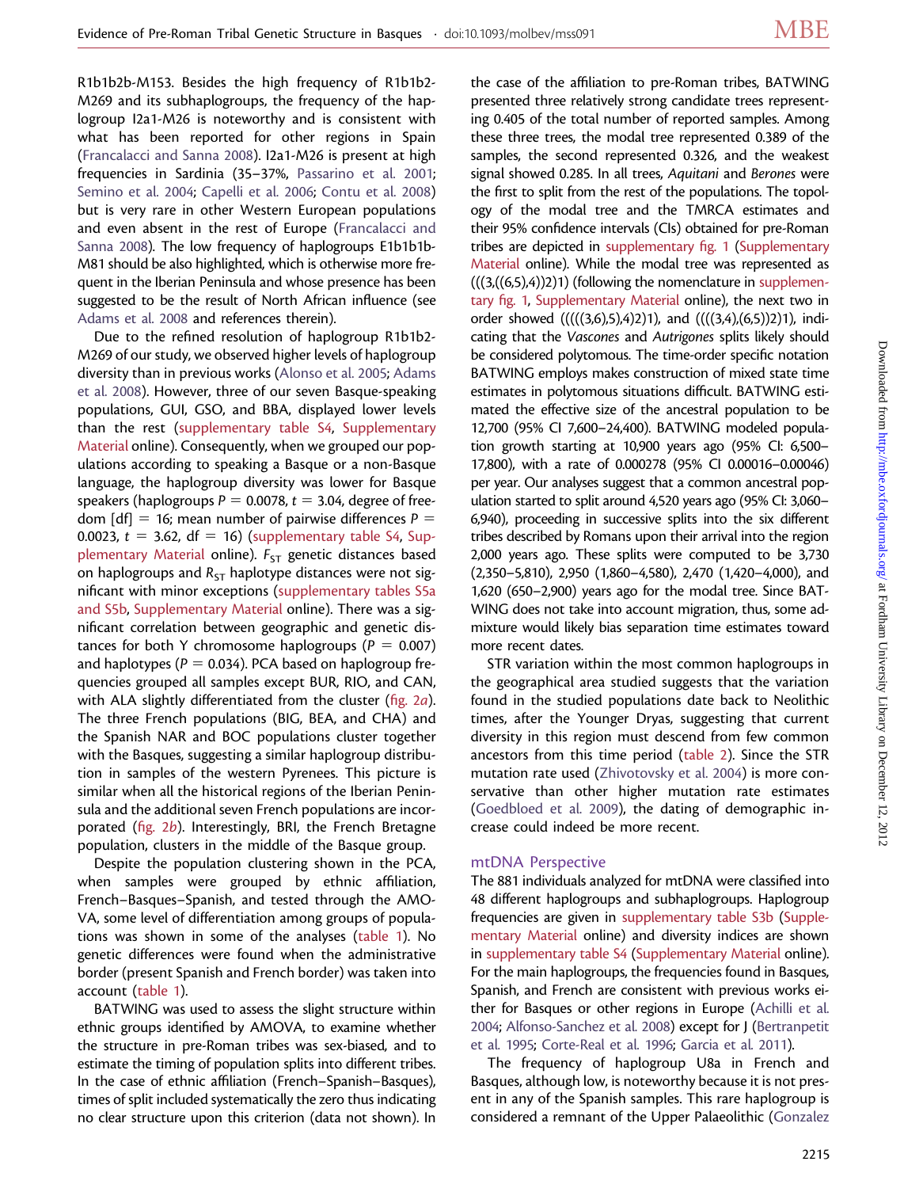R1b1b2b-M153. Besides the high frequency of R1b1b2-M269 and its subhaplogroups, the frequency of the haplogroup I2a1-M26 is noteworthy and is consistent with what has been reported for other regions in Spain (Francalacci and Sanna 2008). I2a1-M26 is present at high frequencies in Sardinia (35–37%, Passarino et al. 2001; Semino et al. 2004; Capelli et al. 2006; Contu et al. 2008) but is very rare in other Western European populations and even absent in the rest of Europe (Francalacci and Sanna 2008). The low frequency of haplogroups E1b1b1b-M81 should be also highlighted, which is otherwise more frequent in the Iberian Peninsula and whose presence has been suggested to be the result of North African influence (see Adams et al. 2008 and references therein).

Due to the refined resolution of haplogroup R1b1b2-M269 of our study, we observed higher levels of haplogroup diversity than in previous works (Alonso et al. 2005; Adams et al. 2008). However, three of our seven Basque-speaking populations, GUI, GSO, and BBA, displayed lower levels than the rest (supplementary table S4, Supplementary Material online). Consequently, when we grouped our populations according to speaking a Basque or a non-Basque language, the haplogroup diversity was lower for Basque speakers (haplogroups $P = 0.0078$, $t = 3.04$, degree of freedom [df] = 16; mean number of pairwise differences $P = 0.0023$, $t = 3.62$, df = 16) (supplementary table S4, Supplementary Material online). $F_{ST}$ genetic distances based on haplogroups and $R_{ST}$ haplotype distances were not significant with minor exceptions (supplementary tables S5a and S5b, Supplementary Material online). There was a significant correlation between geographic and genetic distances for both Y chromosome haplogroups ($P = 0.007$) and haplotypes ($P = 0.034$). PCA based on haplogroup frequencies grouped all samples except BUR, RIO, and CAN, with ALA slightly differentiated from the cluster (fig. 2*a*). The three French populations (BIG, BEA, and CHA) and the Spanish NAR and BOC populations cluster together with the Basques, suggesting a similar haplogroup distribution in samples of the western Pyrenees. This picture is similar when all the historical regions of the Iberian Peninsula and the additional seven French populations are incorporated (fig. 2*b*). Interestingly, BRI, the French Bretagne population, clusters in the middle of the Basque group.

Despite the population clustering shown in the PCA, when samples were grouped by ethnic affiliation, French–Basques–Spanish, and tested through the AMOVA, some level of differentiation among groups of populations was shown in some of the analyses (table 1). No genetic differences were found when the administrative border (present Spanish and French border) was taken into account (table 1).

BATWING was used to assess the slight structure within ethnic groups identified by AMOVA, to examine whether the structure in pre-Roman tribes was sex-biased, and to estimate the timing of population splits into different tribes. In the case of ethnic affiliation (French–Spanish–Basques), times of split included systematically the zero thus indicating no clear structure upon this criterion (data not shown). In the case of the affiliation to pre-Roman tribes, BATWING presented three relatively strong candidate trees representing 0.405 of the total number of reported samples. Among these three trees, the modal tree represented 0.389 of the samples, the second represented 0.326, and the weakest signal showed 0.285. In all trees, *Aquitani* and *Berones* were the first to split from the rest of the populations. The topology of the modal tree and the TMRCA estimates and their 95% confidence intervals (CIs) obtained for pre-Roman tribes are depicted in supplementary fig. 1 (Supplementary Material online). While the modal tree was represented as (((3,((6,5),4))2)1) (following the nomenclature in supplementary fig. 1, Supplementary Material online), the next two in order showed (((((3,6),5),4)2)1), and ((((3,4),(6,5))2)1), indicating that the *Vascones* and *Autrigones* splits likely should be considered polytomous. The time-order specific notation BATWING employs makes construction of mixed state time estimates in polytomous situations difficult. BATWING estimated the effective size of the ancestral population to be 12,700 (95% CI 7,600–24,400). BATWING modeled population growth starting at 10,900 years ago (95% CI: 6,500–17,800), with a rate of 0.000278 (95% CI 0.00016–0.00046) per year. Our analyses suggest that a common ancestral population started to split around 4,520 years ago (95% CI: 3,060–6,940), proceeding in successive splits into the six different tribes described by Romans upon their arrival into the region 2,000 years ago. These splits were computed to be 3,730 (2,350–5,810), 2,950 (1,860–4,580), 2,470 (1,420–4,000), and 1,620 (650–2,900) years ago for the modal tree. Since BATWING does not take into account migration, thus, some admixture would likely bias separation time estimates toward more recent dates.

STR variation within the most common haplogroups in the geographical area studied suggests that the variation found in the studied populations date back to Neolithic times, after the Younger Dryas, suggesting that current diversity in this region must descend from few common ancestors from this time period (table 2). Since the STR mutation rate used (Zhivotovsky et al. 2004) is more conservative than other higher mutation rate estimates (Goedbloed et al. 2009), the dating of demographic increase could indeed be more recent.

## mtDNA Perspective

The 881 individuals analyzed for mtDNA were classified into 48 different haplogroups and subhaplogroups. Haplogroup frequencies are given in supplementary table S3b (Supplementary Material online) and diversity indices are shown in supplementary table S4 (Supplementary Material online). For the main haplogroups, the frequencies found in Basques, Spanish, and French are consistent with previous works either for Basques or other regions in Europe (Achilli et al. 2004; Alfonso-Sanchez et al. 2008) except for J (Bertranpetit et al. 1995; Corte-Real et al. 1996; Garcia et al. 2011).

The frequency of haplogroup U8a in French and Basques, although low, is noteworthy because it is not present in any of the Spanish samples. This rare haplogroup is considered a remnant of the Upper Palaeolithic (Gonzalez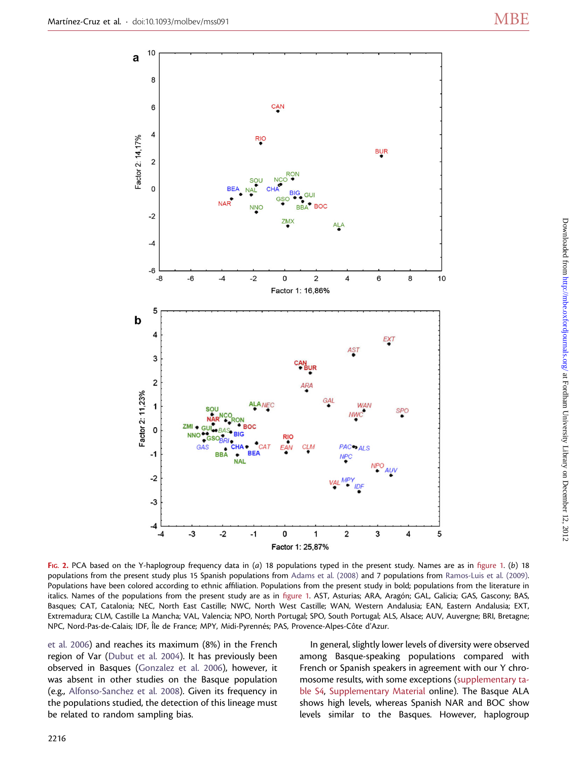FIG. 2. PCA based on the Y-haplogroup frequency data in (*a*) 18 populations typed in the present study. Names are as in figure 1. (*b*) 18 populations from the present study plus 15 Spanish populations from Adams et al. (2008) and 7 populations from Ramos-Luis et al. (2009). Populations have been colored according to ethnic affiliation. Populations from the present study in bold; populations from the literature in italics. Names of the populations from the present study are as in figure 1. AST, Asturias; ARA, Aragón; GAL, Galicia; GAS, Gascony; BAS, Basques; CAT, Catalonia; NEC, North East Castille; NWC, North West Castille; WAN, Western Andalusia; EAN, Eastern Andalusia; EXT, Extremadura; CLM, Castille La Mancha; VAL, Valencia; NPO, North Portugal; SPO, South Portugal; ALS, Alsace; AUV, Auvergne; BRI, Bretagne; NPC, Nord-Pas-de-Calais; IDF, Île de France; MPY, Midi-Pyrennés; PAS, Provence-Alpes-Côte d'Azur.

et al. 2006) and reaches its maximum (8%) in the French region of Var (Dubut et al. 2004). It has previously been observed in Basques (Gonzalez et al. 2006), however, it was absent in other studies on the Basque population (e.g., Alfonso-Sanchez et al. 2008). Given its frequency in the populations studied, the detection of this lineage must be related to random sampling bias.

In general, slightly lower levels of diversity were observed among Basque-speaking populations compared with French or Spanish speakers in agreement with our Y chromosome results, with some exceptions (supplementary table S4, Supplementary Material online). The Basque ALA shows high levels, whereas Spanish NAR and BOC show levels similar to the Basques. However, haplogroup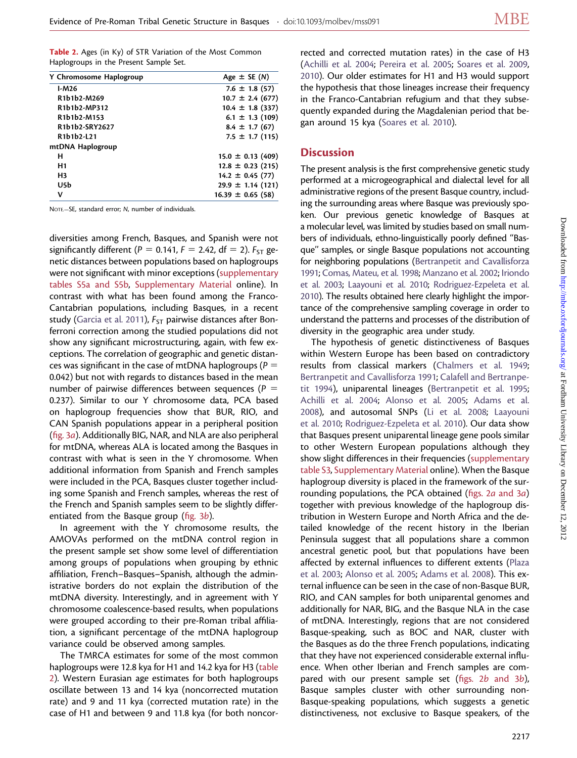**Table 2.** Ages (in Ky) of STR Variation of the Most Common Haplogroups in the Present Sample Set.

| Y Chromosome Haplogroup | Age ± SE (N) |
|---|---|
| I-M26 | 7.6 ± 1.8 (57) |
| R1b1b2-M269 | 10.7 ± 2.4 (677) |
| R1b1b2-MP312 | 10.4 ± 1.8 (337) |
| R1b1b2-M153 | 6.1 ± 1.3 (109) |
| R1b1b2-SRY2627 | 8.4 ± 1.7 (67) |
| R1b1b2-L21 | 7.5 ± 1.7 (115) |
| **mtDNA Haplogroup** | |
| H | 15.0 ± 0.13 (409) |
| H1 | 12.8 ± 0.23 (215) |
| H3 | 14.2 ± 0.45 (77) |
| U5b | 29.9 ± 1.14 (121) |
| V | 16.39 ± 0.65 (58) |

NOTE.—SE, standard error; *N*, number of individuals.

diversities among French, Basques, and Spanish were not significantly different ($P = 0.141$, $F = 2.42$, df = 2). $F_{ST}$ genetic distances between populations based on haplogroups were not significant with minor exceptions (supplementary tables S5a and S5b, Supplementary Material online). In contrast with what has been found among the Franco-Cantabrian populations, including Basques, in a recent study (Garcia et al. 2011), $F_{ST}$ pairwise distances after Bonferroni correction among the studied populations did not show any significant microstructuring, again, with few exceptions. The correlation of geographic and genetic distances was significant in the case of mtDNA haplogroups ($P = 0.042$) but not with regards to distances based in the mean number of pairwise differences between sequences ($P = 0.237$). Similar to our Y chromosome data, PCA based on haplogroup frequencies show that BUR, RIO, and CAN Spanish populations appear in a peripheral position (fig. 3*a*). Additionally BIG, NAR, and NLA are also peripheral for mtDNA, whereas ALA is located among the Basques in contrast with what is seen in the Y chromosome. When additional information from Spanish and French samples were included in the PCA, Basques cluster together including some Spanish and French samples, whereas the rest of the French and Spanish samples seem to be slightly differentiated from the Basque group (fig. 3*b*).

In agreement with the Y chromosome results, the AMOVAs performed on the mtDNA control region in the present sample set show some level of differentiation among groups of populations when grouping by ethnic affiliation, French–Basques–Spanish, although the administrative borders do not explain the distribution of the mtDNA diversity. Interestingly, and in agreement with Y chromosome coalescence-based results, when populations were grouped according to their pre-Roman tribal affiliation, a significant percentage of the mtDNA haplogroup variance could be observed among samples.

The TMRCA estimates for some of the most common haplogroups were 12.8 kya for H1 and 14.2 kya for H3 (table 2). Western Eurasian age estimates for both haplogroups oscillate between 13 and 14 kya (noncorrected mutation rate) and 9 and 11 kya (corrected mutation rate) in the case of H1 and between 9 and 11.8 kya (for both noncorrected and corrected mutation rates) in the case of H3 (Achilli et al. 2004; Pereira et al. 2005; Soares et al. 2009, 2010). Our older estimates for H1 and H3 would support the hypothesis that those lineages increase their frequency in the Franco-Cantabrian refugium and that they subsequently expanded during the Magdalenian period that began around 15 kya (Soares et al. 2010).

## Discussion

The present analysis is the first comprehensive genetic study performed at a microgeographical and dialectal level for all administrative regions of the present Basque country, including the surrounding areas where Basque was previously spoken. Our previous genetic knowledge of Basques at a molecular level, was limited by studies based on small numbers of individuals, ethno-linguistically poorly defined "Basque" samples, or single Basque populations not accounting for neighboring populations (Bertranpetit and Cavallisforza 1991; Comas, Mateu, et al. 1998; Manzano et al. 2002; Iriondo et al. 2003; Laayouni et al. 2010; Rodriguez-Ezpeleta et al. 2010). The results obtained here clearly highlight the importance of the comprehensive sampling coverage in order to understand the patterns and processes of the distribution of diversity in the geographic area under study.

The hypothesis of genetic distinctiveness of Basques within Western Europe has been based on contradictory results from classical markers (Chalmers et al. 1949; Bertranpetit and Cavallisforza 1991; Calafell and Bertranpetit 1994), uniparental lineages (Bertranpetit et al. 1995; Achilli et al. 2004; Alonso et al. 2005; Adams et al. 2008), and autosomal SNPs (Li et al. 2008; Laayouni et al. 2010; Rodriguez-Ezpeleta et al. 2010). Our data show that Basques present uniparental lineage gene pools similar to other Western European populations although they show slight differences in their frequencies (supplementary table S3, Supplementary Material online). When the Basque haplogroup diversity is placed in the framework of the surrounding populations, the PCA obtained (figs. 2*a* and 3*a*) together with previous knowledge of the haplogroup distribution in Western Europe and North Africa and the detailed knowledge of the recent history in the Iberian Peninsula suggest that all populations share a common ancestral genetic pool, but that populations have been affected by external influences to different extents (Plaza et al. 2003; Alonso et al. 2005; Adams et al. 2008). This external influence can be seen in the case of non-Basque BUR, RIO, and CAN samples for both uniparental genomes and additionally for NAR, BIG, and the Basque NLA in the case of mtDNA. Interestingly, regions that are not considered Basque-speaking, such as BOC and NAR, cluster with the Basques as do the three French populations, indicating that they have not experienced considerable external influence. When other Iberian and French samples are compared with our present sample set (figs. 2*b* and 3*b*), Basque samples cluster with other surrounding non-Basque-speaking populations, which suggests a genetic distinctiveness, not exclusive to Basque speakers, of the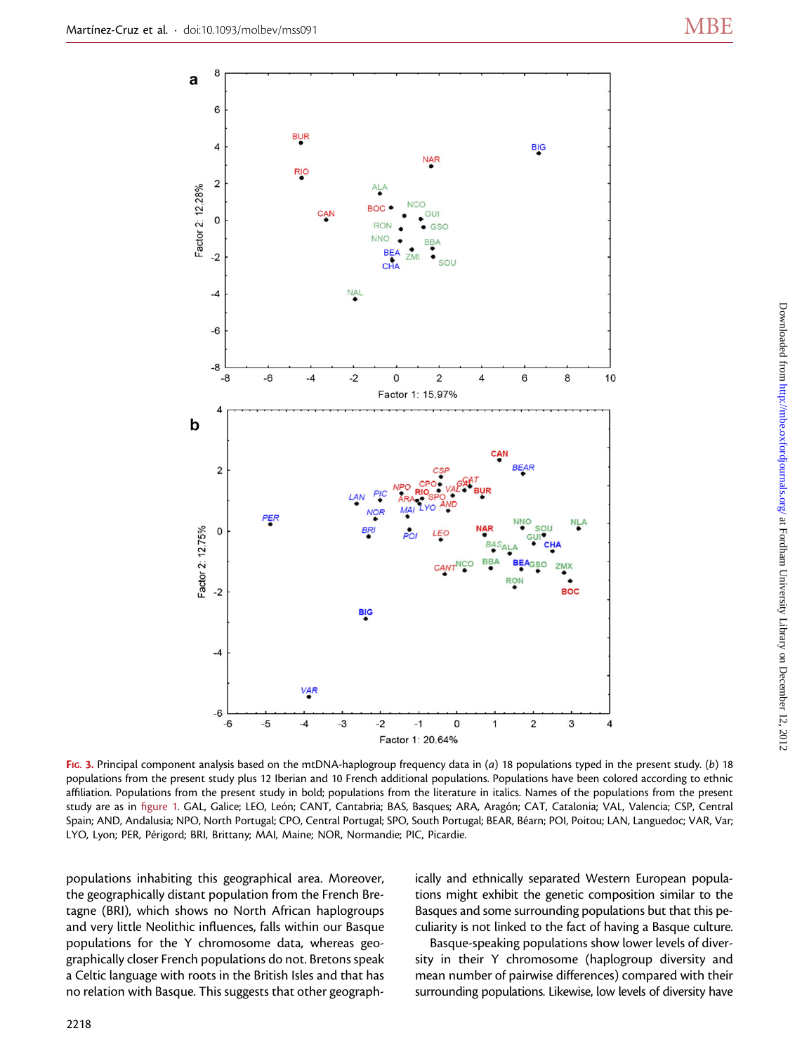**Fig. 3.** Principal component analysis based on the mtDNA-haplogroup frequency data in (*a*) 18 populations typed in the present study. (*b*) 18 populations from the present study plus 12 Iberian and 10 French additional populations. Populations have been colored according to ethnic affiliation. Populations from the present study in bold; populations from the literature in italics. Names of the populations from the present study are as in figure 1. GAL, Galice; LEO, León; CANT, Cantabria; BAS, Basques; ARA, Aragón; CAT, Catalonia; VAL, Valencia; CSP, Central Spain; AND, Andalusia; NPO, North Portugal; CPO, Central Portugal; SPO, South Portugal; BEAR, Béarn; POI, Poitou; LAN, Languedoc; VAR, Var; LYO, Lyon; PER, Périgord; BRI, Brittany; MAI, Maine; NOR, Normandie; PIC, Picardie.

populations inhabiting this geographical area. Moreover, the geographically distant population from the French Bretagne (BRI), which shows no North African haplogroups and very little Neolithic influences, falls within our Basque populations for the Y chromosome data, whereas geographically closer French populations do not. Bretons speak a Celtic language with roots in the British Isles and that has no relation with Basque. This suggests that other geographically and ethnically separated Western European populations might exhibit the genetic composition similar to the Basques and some surrounding populations but that this peculiarity is not linked to the fact of having a Basque culture.

Basque-speaking populations show lower levels of diversity in their Y chromosome (haplogroup diversity and mean number of pairwise differences) compared with their surrounding populations. Likewise, low levels of diversity have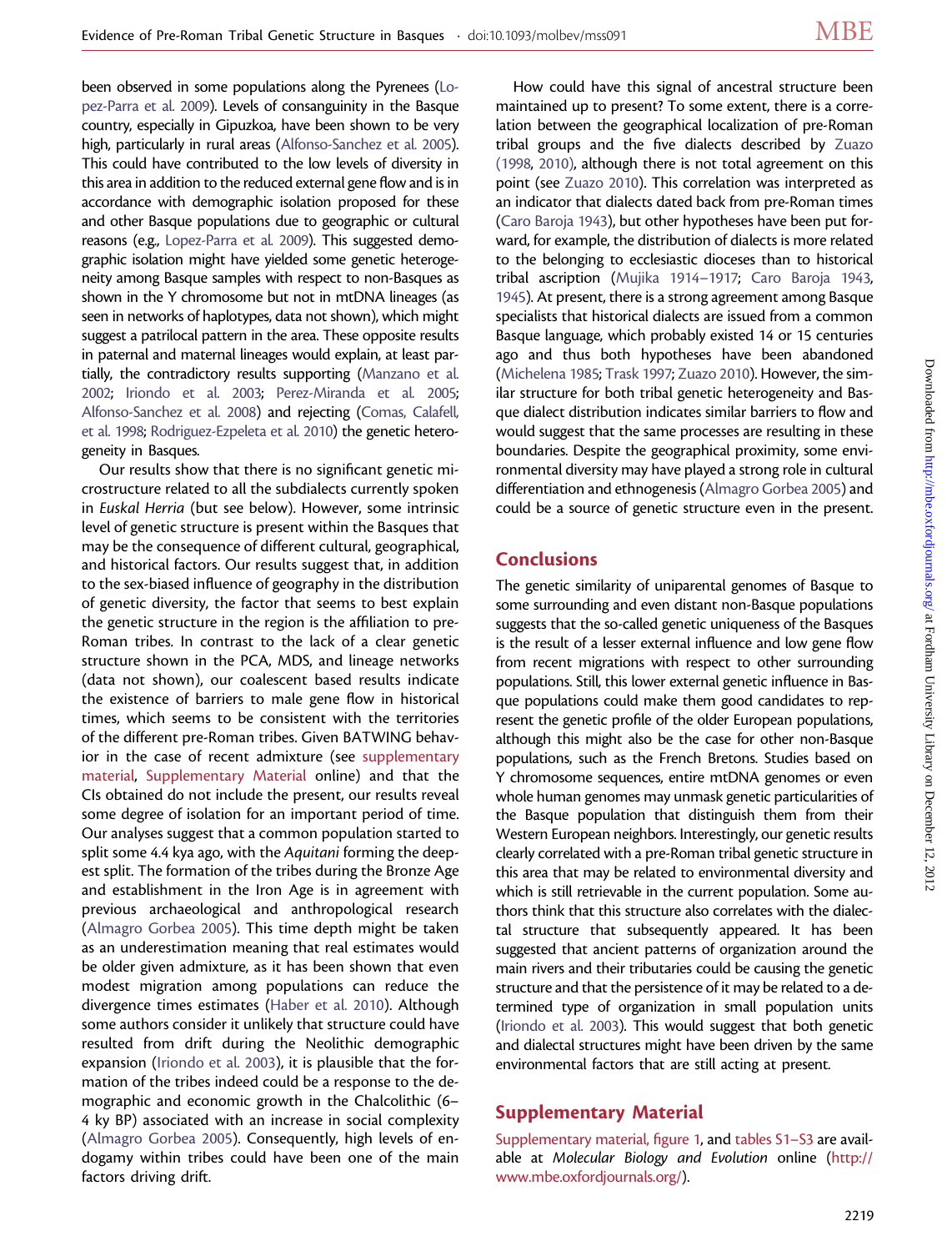been observed in some populations along the Pyrenees (Lopez-Parra et al. 2009). Levels of consanguinity in the Basque country, especially in Gipuzkoa, have been shown to be very high, particularly in rural areas (Alfonso-Sanchez et al. 2005). This could have contributed to the low levels of diversity in this area in addition to the reduced external gene flow and is in accordance with demographic isolation proposed for these and other Basque populations due to geographic or cultural reasons (e.g., Lopez-Parra et al. 2009). This suggested demographic isolation might have yielded some genetic heterogeneity among Basque samples with respect to non-Basques as shown in the Y chromosome but not in mtDNA lineages (as seen in networks of haplotypes, data not shown), which might suggest a patrilocal pattern in the area. These opposite results in paternal and maternal lineages would explain, at least partially, the contradictory results supporting (Manzano et al. 2002; Iriondo et al. 2003; Perez-Miranda et al. 2005; Alfonso-Sanchez et al. 2008) and rejecting (Comas, Calafell, et al. 1998; Rodriguez-Ezpeleta et al. 2010) the genetic heterogeneity in Basques.

Our results show that there is no significant genetic microstructure related to all the subdialects currently spoken in *Euskal Herria* (but see below). However, some intrinsic level of genetic structure is present within the Basques that may be the consequence of different cultural, geographical, and historical factors. Our results suggest that, in addition to the sex-biased influence of geography in the distribution of genetic diversity, the factor that seems to best explain the genetic structure in the region is the affiliation to pre-Roman tribes. In contrast to the lack of a clear genetic structure shown in the PCA, MDS, and lineage networks (data not shown), our coalescent based results indicate the existence of barriers to male gene flow in historical times, which seems to be consistent with the territories of the different pre-Roman tribes. Given BATWING behavior in the case of recent admixture (see supplementary material, Supplementary Material online) and that the CIs obtained do not include the present, our results reveal some degree of isolation for an important period of time. Our analyses suggest that a common population started to split some 4.4 kya ago, with the *Aquitani* forming the deepest split. The formation of the tribes during the Bronze Age and establishment in the Iron Age is in agreement with previous archaeological and anthropological research (Almagro Gorbea 2005). This time depth might be taken as an underestimation meaning that real estimates would be older given admixture, as it has been shown that even modest migration among populations can reduce the divergence times estimates (Haber et al. 2010). Although some authors consider it unlikely that structure could have resulted from drift during the Neolithic demographic expansion (Iriondo et al. 2003), it is plausible that the formation of the tribes indeed could be a response to the demographic and economic growth in the Chalcolithic (6–4 ky BP) associated with an increase in social complexity (Almagro Gorbea 2005). Consequently, high levels of endogamy within tribes could have been one of the main factors driving drift.

How could have this signal of ancestral structure been maintained up to present? To some extent, there is a correlation between the geographical localization of pre-Roman tribal groups and the five dialects described by Zuazo (1998, 2010), although there is not total agreement on this point (see Zuazo 2010). This correlation was interpreted as an indicator that dialects dated back from pre-Roman times (Caro Baroja 1943), but other hypotheses have been put forward, for example, the distribution of dialects is more related to the belonging to ecclesiastic dioceses than to historical tribal ascription (Mujika 1914–1917; Caro Baroja 1943, 1945). At present, there is a strong agreement among Basque specialists that historical dialects are issued from a common Basque language, which probably existed 14 or 15 centuries ago and thus both hypotheses have been abandoned (Michelena 1985; Trask 1997; Zuazo 2010). However, the similar structure for both tribal genetic heterogeneity and Basque dialect distribution indicates similar barriers to flow and would suggest that the same processes are resulting in these boundaries. Despite the geographical proximity, some environmental diversity may have played a strong role in cultural differentiation and ethnogenesis (Almagro Gorbea 2005) and could be a source of genetic structure even in the present.

## Conclusions

The genetic similarity of uniparental genomes of Basque to some surrounding and even distant non-Basque populations suggests that the so-called genetic uniqueness of the Basques is the result of a lesser external influence and low gene flow from recent migrations with respect to other surrounding populations. Still, this lower external genetic influence in Basque populations could make them good candidates to represent the genetic profile of the older European populations, although this might also be the case for other non-Basque populations, such as the French Bretons. Studies based on Y chromosome sequences, entire mtDNA genomes or even whole human genomes may unmask genetic particularities of the Basque population that distinguish them from their Western European neighbors. Interestingly, our genetic results clearly correlated with a pre-Roman tribal genetic structure in this area that may be related to environmental diversity and which is still retrievable in the current population. Some authors think that this structure also correlates with the dialectal structure that subsequently appeared. It has been suggested that ancient patterns of organization around the main rivers and their tributaries could be causing the genetic structure and that the persistence of it may be related to a determined type of organization in small population units (Iriondo et al. 2003). This would suggest that both genetic and dialectal structures might have been driven by the same environmental factors that are still acting at present.

## Supplementary Material

Supplementary material, figure 1, and tables S1–S3 are available at *Molecular Biology and Evolution* online (http://www.mbe.oxfordjournals.org/).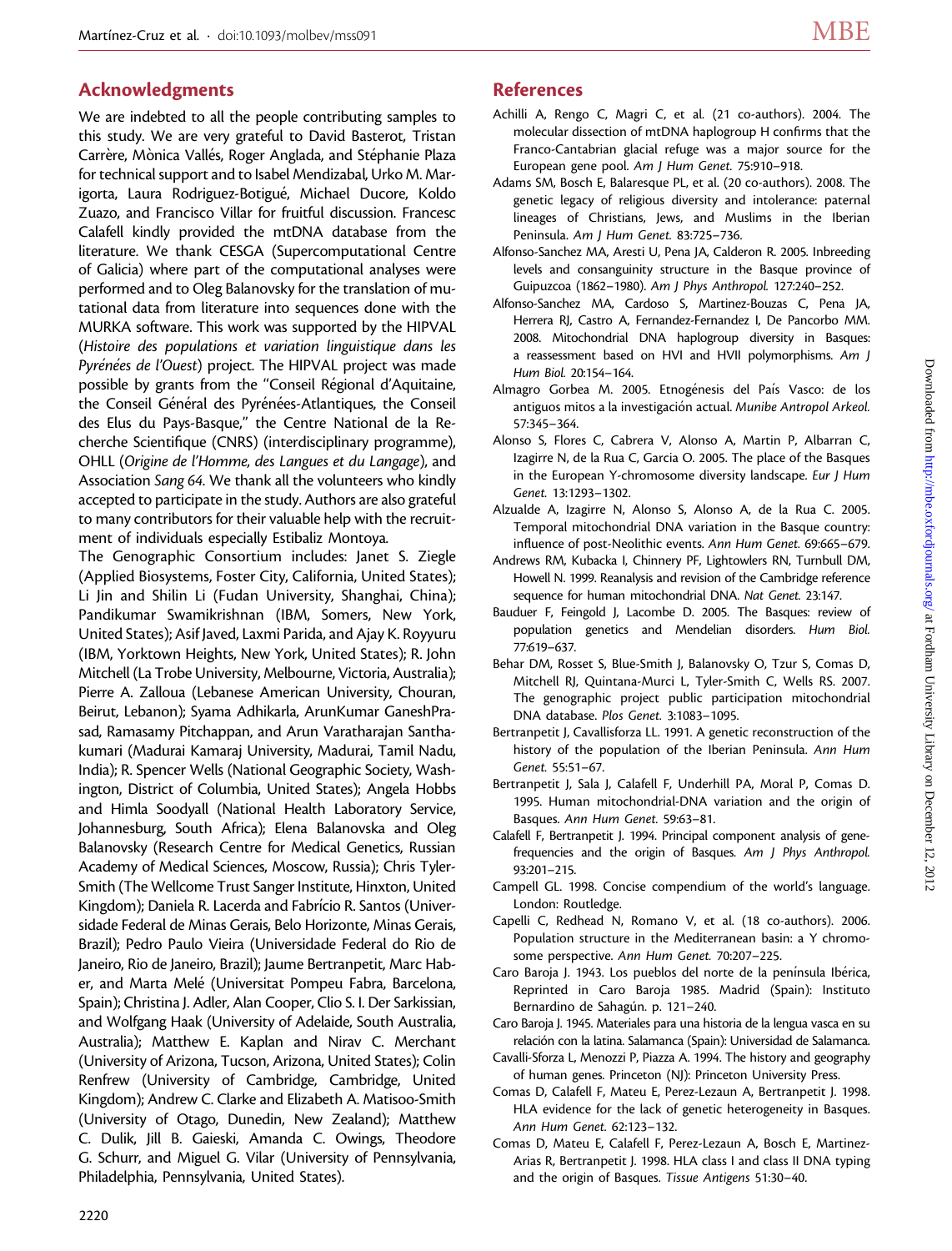## Acknowledgments

We are indebted to all the people contributing samples to this study. We are very grateful to David Basterot, Tristan Carrère, Mònica Vallés, Roger Anglada, and Stéphanie Plaza for technical support and to Isabel Mendizabal, Urko M. Marigorta, Laura Rodriguez-Botigué, Michael Ducore, Koldo Zuazo, and Francisco Villar for fruitful discussion. Francesc Calafell kindly provided the mtDNA database from the literature. We thank CESGA (Supercomputational Centre of Galicia) where part of the computational analyses were performed and to Oleg Balanovsky for the translation of mutational data from literature into sequences done with the MURKA software. This work was supported by the HIPVAL (*Histoire des populations et variation linguistique dans les Pyrénées de l'Ouest*) project. The HIPVAL project was made possible by grants from the "Conseil Régional d'Aquitaine, the Conseil Général des Pyrénées-Atlantiques, the Conseil des Elus du Pays-Basque," the Centre National de la Recherche Scientifique (CNRS) (interdisciplinary programme), OHLL (*Origine de l'Homme, des Langues et du Langage*), and Association *Sang 64*. We thank all the volunteers who kindly accepted to participate in the study. Authors are also grateful to many contributors for their valuable help with the recruitment of individuals especially Estibaliz Montoya.

The Genographic Consortium includes: Janet S. Ziegle (Applied Biosystems, Foster City, California, United States); Li Jin and Shilin Li (Fudan University, Shanghai, China); Pandikumar Swamikrishnan (IBM, Somers, New York, United States); Asif Javed, Laxmi Parida, and Ajay K. Royyuru (IBM, Yorktown Heights, New York, United States); R. John Mitchell (La Trobe University, Melbourne, Victoria, Australia); Pierre A. Zalloua (Lebanese American University, Chouran, Beirut, Lebanon); Syama Adhikarla, ArunKumar GaneshPrasad, Ramasamy Pitchappan, and Arun Varatharajan Santhakumari (Madurai Kamaraj University, Madurai, Tamil Nadu, India); R. Spencer Wells (National Geographic Society, Washington, District of Columbia, United States); Angela Hobbs and Himla Soodyall (National Health Laboratory Service, Johannesburg, South Africa); Elena Balanovska and Oleg Balanovsky (Research Centre for Medical Genetics, Russian Academy of Medical Sciences, Moscow, Russia); Chris Tyler-Smith (The Wellcome Trust Sanger Institute, Hinxton, United Kingdom); Daniela R. Lacerda and Fabrício R. Santos (Universidade Federal de Minas Gerais, Belo Horizonte, Minas Gerais, Brazil); Pedro Paulo Vieira (Universidade Federal do Rio de Janeiro, Rio de Janeiro, Brazil); Jaume Bertranpetit, Marc Haber, and Marta Melé (Universitat Pompeu Fabra, Barcelona, Spain); Christina J. Adler, Alan Cooper, Clio S. I. Der Sarkissian, and Wolfgang Haak (University of Adelaide, South Australia, Australia); Matthew E. Kaplan and Nirav C. Merchant (University of Arizona, Tucson, Arizona, United States); Colin Renfrew (University of Cambridge, Cambridge, United Kingdom); Andrew C. Clarke and Elizabeth A. Matisoo-Smith (University of Otago, Dunedin, New Zealand); Matthew C. Dulik, Jill B. Gaieski, Amanda C. Owings, Theodore G. Schurr, and Miguel G. Vilar (University of Pennsylvania, Philadelphia, Pennsylvania, United States).

## References

Achilli A, Rengo C, Magri C, et al. (21 co-authors). 2004. The molecular dissection of mtDNA haplogroup H confirms that the Franco-Cantabrian glacial refuge was a major source for the European gene pool. *Am J Hum Genet.* 75:910–918.

Adams SM, Bosch E, Balaresque PL, et al. (20 co-authors). 2008. The genetic legacy of religious diversity and intolerance: paternal lineages of Christians, Jews, and Muslims in the Iberian Peninsula. *Am J Hum Genet.* 83:725–736.

Alfonso-Sanchez MA, Aresti U, Pena JA, Calderon R. 2005. Inbreeding levels and consanguinity structure in the Basque province of Guipuzcoa (1862–1980). *Am J Phys Anthropol.* 127:240–252.

Alfonso-Sanchez MA, Cardoso S, Martinez-Bouzas C, Pena JA, Herrera RJ, Castro A, Fernandez-Fernandez I, De Pancorbo MM. 2008. Mitochondrial DNA haplogroup diversity in Basques: a reassessment based on HVI and HVII polymorphisms. *Am J Hum Biol.* 20:154–164.

Almagro Gorbea M. 2005. Etnogénesis del País Vasco: de los antiguos mitos a la investigación actual. *Munibe Antropol Arkeol.* 57:345–364.

Alonso S, Flores C, Cabrera V, Alonso A, Martin P, Albarran C, Izagirre N, de la Rua C, Garcia O. 2005. The place of the Basques in the European Y-chromosome diversity landscape. *Eur J Hum Genet.* 13:1293–1302.

Alzualde A, Izagirre N, Alonso S, Alonso A, de la Rua C. 2005. Temporal mitochondrial DNA variation in the Basque country: influence of post-Neolithic events. *Ann Hum Genet.* 69:665–679.

Andrews RM, Kubacka I, Chinnery PF, Lightowlers RN, Turnbull DM, Howell N. 1999. Reanalysis and revision of the Cambridge reference sequence for human mitochondrial DNA. *Nat Genet.* 23:147.

Bauduer F, Feingold J, Lacombe D. 2005. The Basques: review of population genetics and Mendelian disorders. *Hum Biol.* 77:619–637.

Behar DM, Rosset S, Blue-Smith J, Balanovsky O, Tzur S, Comas D, Mitchell RJ, Quintana-Murci L, Tyler-Smith C, Wells RS. 2007. The genographic project public participation mitochondrial DNA database. *Plos Genet.* 3:1083–1095.

Bertranpetit J, Cavallisforza LL. 1991. A genetic reconstruction of the history of the population of the Iberian Peninsula. *Ann Hum Genet.* 55:51–67.

Bertranpetit J, Sala J, Calafell F, Underhill PA, Moral P, Comas D. 1995. Human mitochondrial-DNA variation and the origin of Basques. *Ann Hum Genet.* 59:63–81.

Calafell F, Bertranpetit J. 1994. Principal component analysis of gene-frequencies and the origin of Basques. *Am J Phys Anthropol.* 93:201–215.

Campell GL. 1998. Concise compendium of the world's language. London: Routledge.

Capelli C, Redhead N, Romano V, et al. (18 co-authors). 2006. Population structure in the Mediterranean basin: a Y chromosome perspective. *Ann Hum Genet.* 70:207–225.

Caro Baroja J. 1943. Los pueblos del norte de la península Ibérica, Reprinted in Caro Baroja 1985. Madrid (Spain): Instituto Bernardino de Sahagún. p. 121–240.

Caro Baroja J. 1945. Materiales para una historia de la lengua vasca en su relación con la latina. Salamanca (Spain): Universidad de Salamanca.

Cavalli-Sforza L, Menozzi P, Piazza A. 1994. The history and geography of human genes. Princeton (NJ): Princeton University Press.

Comas D, Calafell F, Mateu E, Perez-Lezaun A, Bertranpetit J. 1998. HLA evidence for the lack of genetic heterogeneity in Basques. *Ann Hum Genet.* 62:123–132.

Comas D, Mateu E, Calafell F, Perez-Lezaun A, Bosch E, Martinez-Arias R, Bertranpetit J. 1998. HLA class I and class II DNA typing and the origin of Basques. *Tissue Antigens* 51:30–40.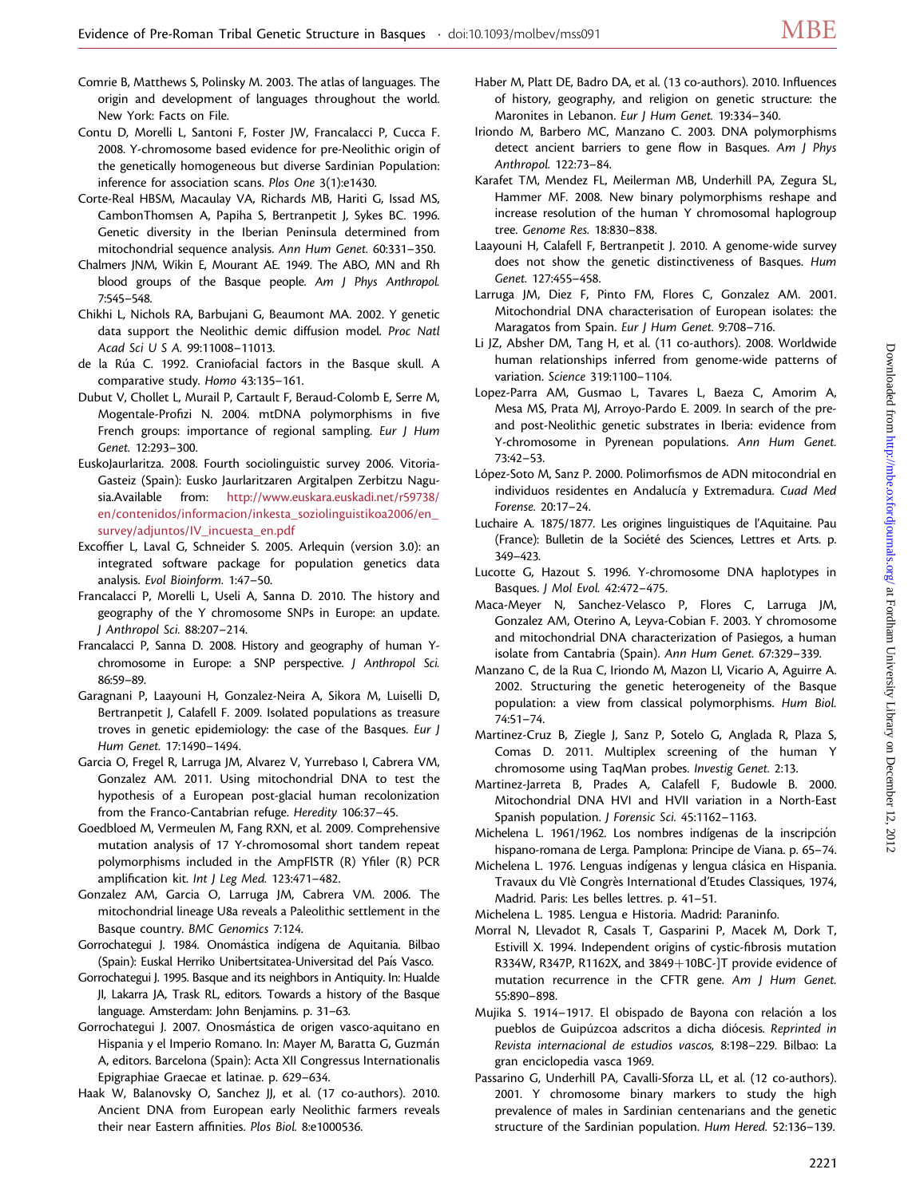Comrie B, Matthews S, Polinsky M. 2003. The atlas of languages. The origin and development of languages throughout the world. New York: Facts on File.

Contu D, Morelli L, Santoni F, Foster JW, Francalacci P, Cucca F. 2008. Y-chromosome based evidence for pre-Neolithic origin of the genetically homogeneous but diverse Sardinian Population: inference for association scans. *Plos One* 3(1):e1430.

Corte-Real HBSM, Macaulay VA, Richards MB, Hariti G, Issad MS, CambonThomsen A, Papiha S, Bertranpetit J, Sykes BC. 1996. Genetic diversity in the Iberian Peninsula determined from mitochondrial sequence analysis. *Ann Hum Genet.* 60:331–350.

Chalmers JNM, Wikin E, Mourant AE. 1949. The ABO, MN and Rh blood groups of the Basque people. *Am J Phys Anthropol.* 7:545–548.

Chikhi L, Nichols RA, Barbujani G, Beaumont MA. 2002. Y genetic data support the Neolithic demic diffusion model. *Proc Natl Acad Sci U S A.* 99:11008–11013.

de la Rúa C. 1992. Craniofacial factors in the Basque skull. A comparative study. *Homo* 43:135–161.

Dubut V, Chollet L, Murail P, Cartault F, Beraud-Colomb E, Serre M, Mogentale-Profizi N. 2004. mtDNA polymorphisms in five French groups: importance of regional sampling. *Eur J Hum Genet.* 12:293–300.

EuskoJaurlaritza. 2008. Fourth sociolinguistic survey 2006. Vitoria-Gasteiz (Spain): Eusko Jaurlaritzaren Argitalpen Zerbitzu Nagusia.Available from: http://www.euskara.euskadi.net/r59738/en/contenidos/informacion/inkesta_soziolinguistikoa2006/en_survey/adjuntos/IV_incuesta_en.pdf

Excoffier L, Laval G, Schneider S. 2005. Arlequin (version 3.0): an integrated software package for population genetics data analysis. *Evol Bioinform.* 1:47–50.

Francalacci P, Morelli L, Useli A, Sanna D. 2010. The history and geography of the Y chromosome SNPs in Europe: an update. *J Anthropol Sci.* 88:207–214.

Francalacci P, Sanna D. 2008. History and geography of human Y-chromosome in Europe: a SNP perspective. *J Anthropol Sci.* 86:59–89.

Garagnani P, Laayouni H, Gonzalez-Neira A, Sikora M, Luiselli D, Bertranpetit J, Calafell F. 2009. Isolated populations as treasure troves in genetic epidemiology: the case of the Basques. *Eur J Hum Genet.* 17:1490–1494.

Garcia O, Fregel R, Larruga JM, Alvarez V, Yurrebaso I, Cabrera VM, Gonzalez AM. 2011. Using mitochondrial DNA to test the hypothesis of a European post-glacial human recolonization from the Franco-Cantabrian refuge. *Heredity* 106:37–45.

Goedbloed M, Vermeulen M, Fang RXN, et al. 2009. Comprehensive mutation analysis of 17 Y-chromosomal short tandem repeat polymorphisms included in the AmpFlSTR (R) Yfiler (R) PCR amplification kit. *Int J Leg Med.* 123:471–482.

Gonzalez AM, Garcia O, Larruga JM, Cabrera VM. 2006. The mitochondrial lineage U8a reveals a Paleolithic settlement in the Basque country. *BMC Genomics* 7:124.

Gorrochategui J. 1984. Onomástica indígena de Aquitania. Bilbao (Spain): Euskal Herriko Unibertsitatea-Universitad del País Vasco.

Gorrochategui J. 1995. Basque and its neighbors in Antiquity. In: Hualde JI, Lakarra JA, Trask RL, editors. Towards a history of the Basque language. Amsterdam: John Benjamins. p. 31–63.

Gorrochategui J. 2007. Onosmástica de origen vasco-aquitano en Hispania y el Imperio Romano. In: Mayer M, Baratta G, Guzmán A, editors. Barcelona (Spain): Acta XII Congressus Internationalis Epigraphiae Graecae et latinae. p. 629–634.

Haak W, Balanovsky O, Sanchez JJ, et al. (17 co-authors). 2010. Ancient DNA from European early Neolithic farmers reveals their near Eastern affinities. *Plos Biol.* 8:e1000536.

Haber M, Platt DE, Badro DA, et al. (13 co-authors). 2010. Influences of history, geography, and religion on genetic structure: the Maronites in Lebanon. *Eur J Hum Genet.* 19:334–340.

Iriondo M, Barbero MC, Manzano C. 2003. DNA polymorphisms detect ancient barriers to gene flow in Basques. *Am J Phys Anthropol.* 122:73–84.

Karafet TM, Mendez FL, Meilerman MB, Underhill PA, Zegura SL, Hammer MF. 2008. New binary polymorphisms reshape and increase resolution of the human Y chromosomal haplogroup tree. *Genome Res.* 18:830–838.

Laayouni H, Calafell F, Bertranpetit J. 2010. A genome-wide survey does not show the genetic distinctiveness of Basques. *Hum Genet.* 127:455–458.

Larruga JM, Diez F, Pinto FM, Flores C, Gonzalez AM. 2001. Mitochondrial DNA characterisation of European isolates: the Maragatos from Spain. *Eur J Hum Genet.* 9:708–716.

Li JZ, Absher DM, Tang H, et al. (11 co-authors). 2008. Worldwide human relationships inferred from genome-wide patterns of variation. *Science* 319:1100–1104.

Lopez-Parra AM, Gusmao L, Tavares L, Baeza C, Amorim A, Mesa MS, Prata MJ, Arroyo-Pardo E. 2009. In search of the pre- and post-Neolithic genetic substrates in Iberia: evidence from Y-chromosome in Pyrenean populations. *Ann Hum Genet.* 73:42–53.

López-Soto M, Sanz P. 2000. Polimorfismos de ADN mitocondrial en individuos residentes en Andalucía y Extremadura. *Cuad Med Forense.* 20:17–24.

Luchaire A. 1875/1877. Les origines linguistiques de l'Aquitaine. Pau (France): Bulletin de la Société des Sciences, Lettres et Arts. p. 349–423.

Lucotte G, Hazout S. 1996. Y-chromosome DNA haplotypes in Basques. *J Mol Evol.* 42:472–475.

Maca-Meyer N, Sanchez-Velasco P, Flores C, Larruga JM, Gonzalez AM, Oterino A, Leyva-Cobian F. 2003. Y chromosome and mitochondrial DNA characterization of Pasiegos, a human isolate from Cantabria (Spain). *Ann Hum Genet.* 67:329–339.

Manzano C, de la Rua C, Iriondo M, Mazon LI, Vicario A, Aguirre A. 2002. Structuring the genetic heterogeneity of the Basque population: a view from classical polymorphisms. *Hum Biol.* 74:51–74.

Martinez-Cruz B, Ziegle J, Sanz P, Sotelo G, Anglada R, Plaza S, Comas D. 2011. Multiplex screening of the human Y chromosome using TaqMan probes. *Investig Genet.* 2:13.

Martinez-Jarreta B, Prades A, Calafell F, Budowle B. 2000. Mitochondrial DNA HVI and HVII variation in a North-East Spanish population. *J Forensic Sci.* 45:1162–1163.

Michelena L. 1961/1962. Los nombres indígenas de la inscripción hispano-romana de Lerga. Pamplona: Príncipe de Viana. p. 65–74.

Michelena L. 1976. Lenguas indígenas y lengua clásica en Hispania. Travaux du VIè Congrès International d'Etudes Classiques, 1974, Madrid. Paris: Les belles lettres. p. 41–51.

Michelena L. 1985. Lengua e Historia. Madrid: Paraninfo.

Morral N, Llevadot R, Casals T, Gasparini P, Macek M, Dork T, Estivill X. 1994. Independent origins of cystic-fibrosis mutation R334W, R347P, R1162X, and 3849+10BC-]T provide evidence of mutation recurrence in the CFTR gene. *Am J Hum Genet.* 55:890–898.

Mujika S. 1914–1917. El obispado de Bayona con relación a los pueblos de Guipúzcoa adscritos a dicha diócesis. *Reprinted in Revista internacional de estudios vascos,* 8:198–229. Bilbao: La gran enciclopedia vasca 1969.

Passarino G, Underhill PA, Cavalli-Sforza LL, et al. (12 co-authors). 2001. Y chromosome binary markers to study the high prevalence of males in Sardinian centenarians and the genetic structure of the Sardinian population. *Hum Hered.* 52:136–139.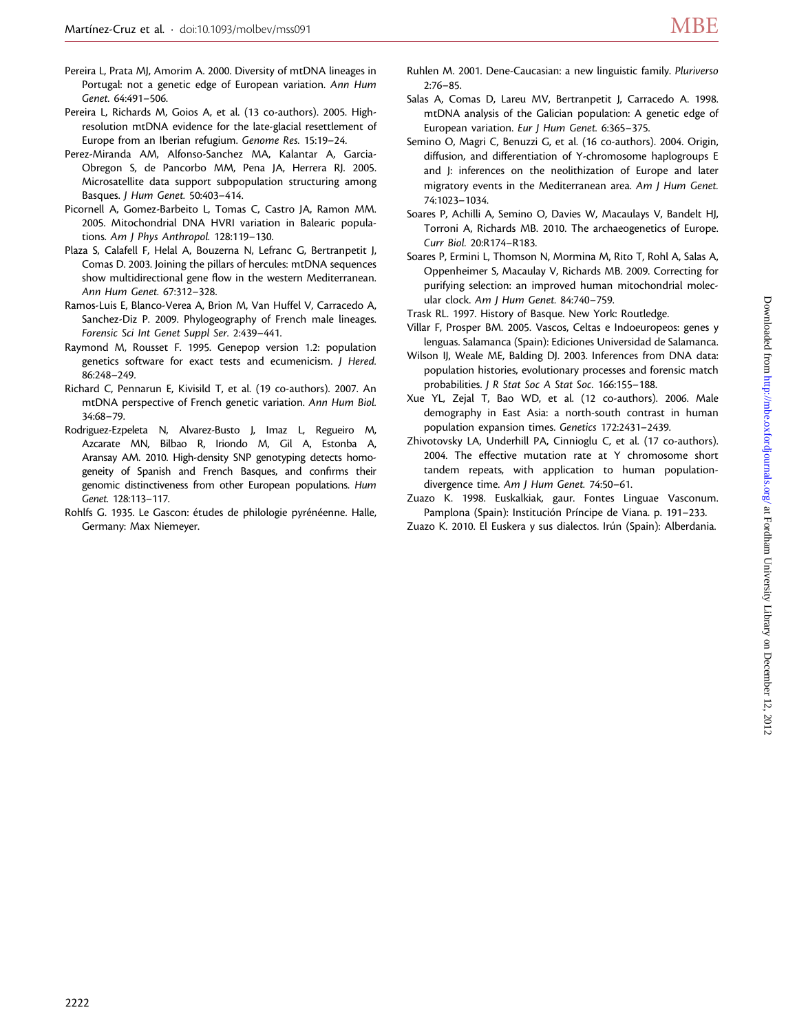Pereira L, Prata MJ, Amorim A. 2000. Diversity of mtDNA lineages in Portugal: not a genetic edge of European variation. *Ann Hum Genet.* 64:491–506.

Pereira L, Richards M, Goios A, et al. (13 co-authors). 2005. High-resolution mtDNA evidence for the late-glacial resettlement of Europe from an Iberian refugium. *Genome Res.* 15:19–24.

Perez-Miranda AM, Alfonso-Sanchez MA, Kalantar A, Garcia-Obregon S, de Pancorbo MM, Pena JA, Herrera RJ. 2005. Microsatellite data support subpopulation structuring among Basques. *J Hum Genet.* 50:403–414.

Picornell A, Gomez-Barbeito L, Tomas C, Castro JA, Ramon MM. 2005. Mitochondrial DNA HVRI variation in Balearic populations. *Am J Phys Anthropol.* 128:119–130.

Plaza S, Calafell F, Helal A, Bouzerna N, Lefranc G, Bertranpetit J, Comas D. 2003. Joining the pillars of hercules: mtDNA sequences show multidirectional gene flow in the western Mediterranean. *Ann Hum Genet.* 67:312–328.

Ramos-Luis E, Blanco-Verea A, Brion M, Van Huffel V, Carracedo A, Sanchez-Diz P. 2009. Phylogeography of French male lineages. *Forensic Sci Int Genet Suppl Ser.* 2:439–441.

Raymond M, Rousset F. 1995. Genepop version 1.2: population genetics software for exact tests and ecumenicism. *J Hered.* 86:248–249.

Richard C, Pennarun E, Kivisild T, et al. (19 co-authors). 2007. An mtDNA perspective of French genetic variation. *Ann Hum Biol.* 34:68–79.

Rodriguez-Ezpeleta N, Alvarez-Busto J, Imaz L, Regueiro M, Azcarate MN, Bilbao R, Iriondo M, Gil A, Estonba A, Aransay AM. 2010. High-density SNP genotyping detects homogeneity of Spanish and French Basques, and confirms their genomic distinctiveness from other European populations. *Hum Genet.* 128:113–117.

Rohlfs G. 1935. Le Gascon: études de philologie pyrénéenne. Halle, Germany: Max Niemeyer.

Ruhlen M. 2001. Dene-Caucasian: a new linguistic family. *Pluriverso* 2:76–85.

Salas A, Comas D, Lareu MV, Bertranpetit J, Carracedo A. 1998. mtDNA analysis of the Galician population: A genetic edge of European variation. *Eur J Hum Genet.* 6:365–375.

Semino O, Magri C, Benuzzi G, et al. (16 co-authors). 2004. Origin, diffusion, and differentiation of Y-chromosome haplogroups E and J: inferences on the neolithization of Europe and later migratory events in the Mediterranean area. *Am J Hum Genet.* 74:1023–1034.

Soares P, Achilli A, Semino O, Davies W, Macaulays V, Bandelt HJ, Torroni A, Richards MB. 2010. The archaeogenetics of Europe. *Curr Biol.* 20:R174–R183.

Soares P, Ermini L, Thomson N, Mormina M, Rito T, Rohl A, Salas A, Oppenheimer S, Macaulay V, Richards MB. 2009. Correcting for purifying selection: an improved human mitochondrial molecular clock. *Am J Hum Genet.* 84:740–759.

Trask RL. 1997. History of Basque. New York: Routledge.

Villar F, Prosper BM. 2005. Vascos, Celtas e Indoeuropeos: genes y lenguas. Salamanca (Spain): Ediciones Universidad de Salamanca.

Wilson IJ, Weale ME, Balding DJ. 2003. Inferences from DNA data: population histories, evolutionary processes and forensic match probabilities. *J R Stat Soc A Stat Soc.* 166:155–188.

Xue YL, Zejal T, Bao WD, et al. (12 co-authors). 2006. Male demography in East Asia: a north-south contrast in human population expansion times. *Genetics* 172:2431–2439.

Zhivotovsky LA, Underhill PA, Cinnioglu C, et al. (17 co-authors). 2004. The effective mutation rate at Y chromosome short tandem repeats, with application to human population-divergence time. *Am J Hum Genet.* 74:50–61.

Zuazo K. 1998. Euskalkiak, gaur. Fontes Linguae Vasconum. Pamplona (Spain): Institución Príncipe de Viana. p. 191–233.

Zuazo K. 2010. El Euskera y sus dialectos. Irún (Spain): Alberdania.